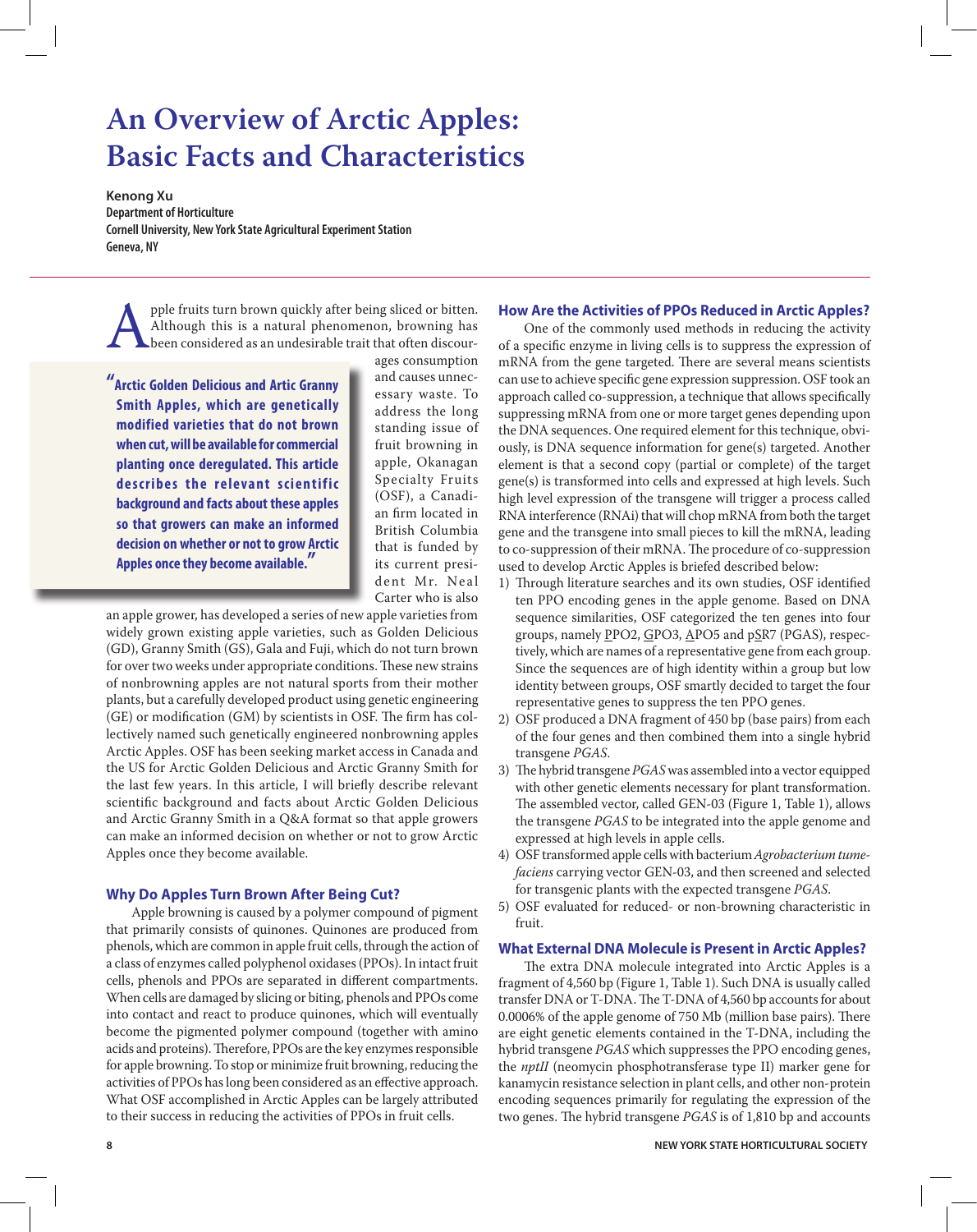# An Overview of Arctic Apples: Basic Facts and Characteristics

**Kenong Xu**
**Department of Horticulture**
**Cornell University, New York State Agricultural Experiment Station**
**Geneva, NY**

Apple fruits turn brown quickly after being sliced or bitten. Although this is a natural phenomenon, browning has been considered as an undesirable trait that often discourages consumption and causes unnecessary waste. To address the long standing issue of fruit browning in apple, Okanagan Specialty Fruits (OSF), a Canadian firm located in British Columbia that is funded by its current president Mr. Neal Carter who is also an apple grower, has developed a series of new apple varieties from widely grown existing apple varieties, such as Golden Delicious (GD), Granny Smith (GS), Gala and Fuji, which do not turn brown for over two weeks under appropriate conditions. These new strains of nonbrowning apples are not natural sports from their mother plants, but a carefully developed product using genetic engineering (GE) or modification (GM) by scientists in OSF. The firm has collectively named such genetically engineered nonbrowning apples Arctic Apples. OSF has been seeking market access in Canada and the US for Arctic Golden Delicious and Arctic Granny Smith for the last few years. In this article, I will briefly describe relevant scientific background and facts about Arctic Golden Delicious and Arctic Granny Smith in a Q&A format so that apple growers can make an informed decision on whether or not to grow Arctic Apples once they become available.

> **"Arctic Golden Delicious and Artic Granny Smith Apples, which are genetically modified varieties that do not brown when cut, will be available for commercial planting once deregulated. This article describes the relevant scientific background and facts about these apples so that growers can make an informed decision on whether or not to grow Arctic Apples once they become available."**

## Why Do Apples Turn Brown After Being Cut?

Apple browning is caused by a polymer compound of pigment that primarily consists of quinones. Quinones are produced from phenols, which are common in apple fruit cells, through the action of a class of enzymes called polyphenol oxidases (PPOs). In intact fruit cells, phenols and PPOs are separated in different compartments. When cells are damaged by slicing or biting, phenols and PPOs come into contact and react to produce quinones, which will eventually become the pigmented polymer compound (together with amino acids and proteins). Therefore, PPOs are the key enzymes responsible for apple browning. To stop or minimize fruit browning, reducing the activities of PPOs has long been considered as an effective approach. What OSF accomplished in Arctic Apples can be largely attributed to their success in reducing the activities of PPOs in fruit cells.

## How Are the Activities of PPOs Reduced in Arctic Apples?

One of the commonly used methods in reducing the activity of a specific enzyme in living cells is to suppress the expression of mRNA from the gene targeted. There are several means scientists can use to achieve specific gene expression suppression. OSF took an approach called co-suppression, a technique that allows specifically suppressing mRNA from one or more target genes depending upon the DNA sequences. One required element for this technique, obviously, is DNA sequence information for gene(s) targeted. Another element is that a second copy (partial or complete) of the target gene(s) is transformed into cells and expressed at high levels. Such high level expression of the transgene will trigger a process called RNA interference (RNAi) that will chop mRNA from both the target gene and the transgene into small pieces to kill the mRNA, leading to co-suppression of their mRNA. The procedure of co-suppression used to develop Arctic Apples is briefed described below:

1) Through literature searches and its own studies, OSF identified ten PPO encoding genes in the apple genome. Based on DNA sequence similarities, OSF categorized the ten genes into four groups, namely PPO2, GPO3, APO5 and pSR7 (PGAS), respectively, which are names of a representative gene from each group. Since the sequences are of high identity within a group but low identity between groups, OSF smartly decided to target the four representative genes to suppress the ten PPO genes.
2) OSF produced a DNA fragment of 450 bp (base pairs) from each of the four genes and then combined them into a single hybrid transgene *PGAS*.
3) The hybrid transgene *PGAS* was assembled into a vector equipped with other genetic elements necessary for plant transformation. The assembled vector, called GEN-03 (Figure 1, Table 1), allows the transgene *PGAS* to be integrated into the apple genome and expressed at high levels in apple cells.
4) OSF transformed apple cells with bacterium *Agrobacterium tumefaciens* carrying vector GEN-03, and then screened and selected for transgenic plants with the expected transgene *PGAS*.
5) OSF evaluated for reduced- or non-browning characteristic in fruit.

## What External DNA Molecule is Present in Arctic Apples?

The extra DNA molecule integrated into Arctic Apples is a fragment of 4,560 bp (Figure 1, Table 1). Such DNA is usually called transfer DNA or T-DNA. The T-DNA of 4,560 bp accounts for about 0.0006% of the apple genome of 750 Mb (million base pairs). There are eight genetic elements contained in the T-DNA, including the hybrid transgene *PGAS* which suppresses the PPO encoding genes, the *nptII* (neomycin phosphotransferase type II) marker gene for kanamycin resistance selection in plant cells, and other non-protein encoding sequences primarily for regulating the expression of the two genes. The hybrid transgene *PGAS* is of 1,810 bp and accounts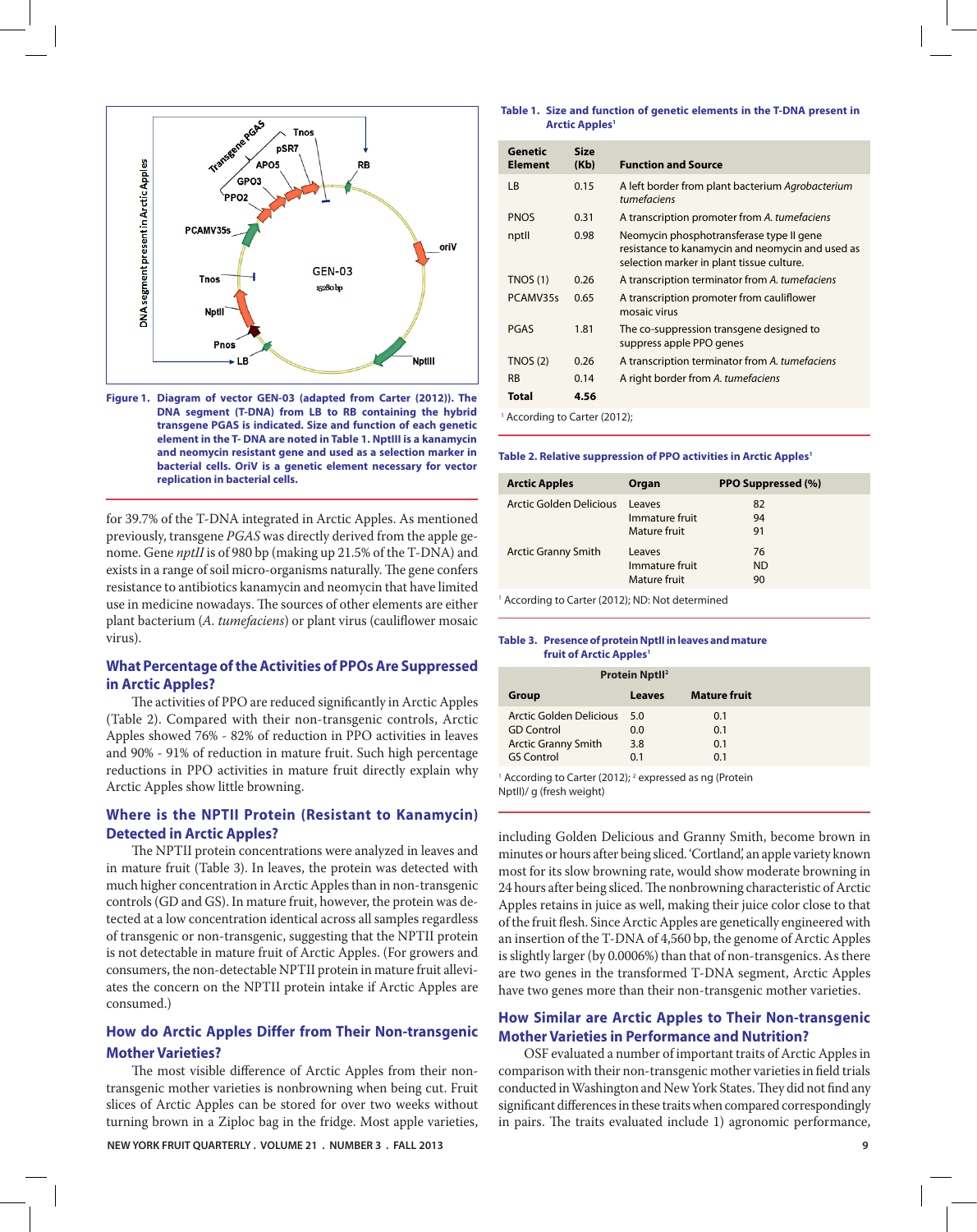Figure 1. Diagram of vector GEN-03 (adapted from Carter (2012)). The DNA segment (T-DNA) from LB to RB containing the hybrid transgene PGAS is indicated. Size and function of each genetic element in the T- DNA are noted in Table 1. NptIII is a kanamycin and neomycin resistant gene and used as a selection marker in bacterial cells. OriV is a genetic element necessary for vector replication in bacterial cells.

for 39.7% of the T-DNA integrated in Arctic Apples. As mentioned previously, transgene *PGAS* was directly derived from the apple genome. Gene *nptII* is of 980 bp (making up 21.5% of the T-DNA) and exists in a range of soil micro-organisms naturally. The gene confers resistance to antibiotics kanamycin and neomycin that have limited use in medicine nowadays. The sources of other elements are either plant bacterium (*A. tumefaciens*) or plant virus (cauliflower mosaic virus).

## What Percentage of the Activities of PPOs Are Suppressed in Arctic Apples?

The activities of PPO are reduced significantly in Arctic Apples (Table 2). Compared with their non-transgenic controls, Arctic Apples showed 76% - 82% of reduction in PPO activities in leaves and 90% - 91% of reduction in mature fruit. Such high percentage reductions in PPO activities in mature fruit directly explain why Arctic Apples show little browning.

## Where is the NPTII Protein (Resistant to Kanamycin) Detected in Arctic Apples?

The NPTII protein concentrations were analyzed in leaves and in mature fruit (Table 3). In leaves, the protein was detected with much higher concentration in Arctic Apples than in non-transgenic controls (GD and GS). In mature fruit, however, the protein was detected at a low concentration identical across all samples regardless of transgenic or non-transgenic, suggesting that the NPTII protein is not detectable in mature fruit of Arctic Apples. (For growers and consumers, the non-detectable NPTII protein in mature fruit alleviates the concern on the NPTII protein intake if Arctic Apples are consumed.)

## How do Arctic Apples Differ from Their Non-transgenic Mother Varieties?

The most visible difference of Arctic Apples from their non-transgenic mother varieties is nonbrowning when being cut. Fruit slices of Arctic Apples can be stored for over two weeks without turning brown in a Ziploc bag in the fridge. Most apple varieties, including Golden Delicious and Granny Smith, become brown in minutes or hours after being sliced. 'Cortland', an apple variety known most for its slow browning rate, would show moderate browning in 24 hours after being sliced. The nonbrowning characteristic of Arctic Apples retains in juice as well, making their juice color close to that of the fruit flesh. Since Arctic Apples are genetically engineered with an insertion of the T-DNA of 4,560 bp, the genome of Arctic Apples is slightly larger (by 0.0006%) than that of non-transgenics. As there are two genes in the transformed T-DNA segment, Arctic Apples have two genes more than their non-transgenic mother varieties.

## How Similar are Arctic Apples to Their Non-transgenic Mother Varieties in Performance and Nutrition?

OSF evaluated a number of important traits of Arctic Apples in comparison with their non-transgenic mother varieties in field trials conducted in Washington and New York States. They did not find any significant differences in these traits when compared correspondingly in pairs. The traits evaluated include 1) agronomic performance,

**Table 1. Size and function of genetic elements in the T-DNA present in Arctic Apples[1]**

| Genetic Element | Size (Kb) | Function and Source |
|---|---|---|
| LB | 0.15 | A left border from plant bacterium *Agrobacterium tumefaciens* |
| PNOS | 0.31 | A transcription promoter from *A. tumefaciens* |
| nptII | 0.98 | Neomycin phosphotransferase type II gene resistance to kanamycin and neomycin and used as selection marker in plant tissue culture. |
| TNOS (1) | 0.26 | A transcription terminator from *A. tumefaciens* |
| PCAMV35s | 0.65 | A transcription promoter from cauliflower mosaic virus |
| PGAS | 1.81 | The co-suppression transgene designed to suppress apple PPO genes |
| TNOS (2) | 0.26 | A transcription terminator from *A. tumefaciens* |
| RB | 0.14 | A right border from *A. tumefaciens* |
| **Total** | **4.56** | |

[1] According to Carter (2012);

**Table 2. Relative suppression of PPO activities in Arctic Apples[1]**

| Arctic Apples | Organ | PPO Suppressed (%) |
|---|---|---|
| Arctic Golden Delicious | Leaves | 82 |
| | Immature fruit | 94 |
| | Mature fruit | 91 |
| Arctic Granny Smith | Leaves | 76 |
| | Immature fruit | ND |
| | Mature fruit | 90 |

[1] According to Carter (2012); ND: Not determined

**Table 3. Presence of protein NptII in leaves and mature fruit of Arctic Apples[1]**

| | Protein NptII[2] | |
|---|---|---|
| Group | Leaves | Mature fruit |
| Arctic Golden Delicious | 5.0 | 0.1 |
| GD Control | 0.0 | 0.1 |
| Arctic Granny Smith | 3.8 | 0.1 |
| GS Control | 0.1 | 0.1 |

[1] According to Carter (2012); [2] expressed as ng (Protein NptII)/ g (fresh weight)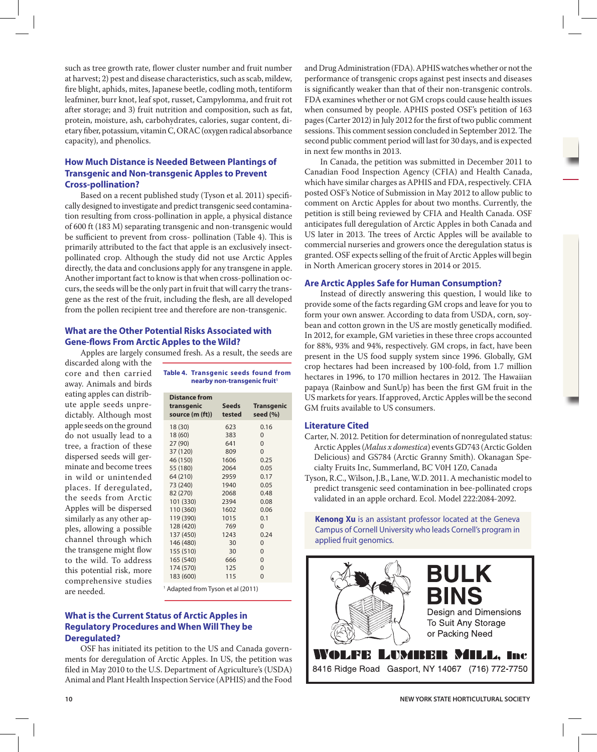such as tree growth rate, flower cluster number and fruit number at harvest; 2) pest and disease characteristics, such as scab, mildew, fire blight, aphids, mites, Japanese beetle, codling moth, tentiform leafminer, burr knot, leaf spot, russet, Campylomma, and fruit rot after storage; and 3) fruit nutrition and composition, such as fat, protein, moisture, ash, carbohydrates, calories, sugar content, dietary fiber, potassium, vitamin C, ORAC (oxygen radical absorbance capacity), and phenolics.

## How Much Distance is Needed Between Plantings of Transgenic and Non-transgenic Apples to Prevent Cross-pollination?

Based on a recent published study (Tyson et al. 2011) specifically designed to investigate and predict transgenic seed contamination resulting from cross-pollination in apple, a physical distance of 600 ft (183 M) separating transgenic and non-transgenic would be sufficient to prevent from cross- pollination (Table 4). This is primarily attributed to the fact that apple is an exclusively insect-pollinated crop. Although the study did not use Arctic Apples directly, the data and conclusions apply for any transgene in apple. Another important fact to know is that when cross-pollination occurs, the seeds will be the only part in fruit that will carry the transgene as the rest of the fruit, including the flesh, are all developed from the pollen recipient tree and therefore are non-transgenic.

## What are the Other Potential Risks Associated with Gene-flows From Arctic Apples to the Wild?

Apples are largely consumed fresh. As a result, the seeds are discarded along with the core and then carried away. Animals and birds eating apples can distribute apple seeds unpredictably. Although most apple seeds on the ground do not usually lead to a tree, a fraction of these dispersed seeds will germinate and become trees in wild or unintended places. If deregulated, the seeds from Arctic Apples will be dispersed similarly as any other apples, allowing a possible channel through which the transgene might flow to the wild. To address this potential risk, more comprehensive studies are needed.

**Table 4. Transgenic seeds found from nearby non-transgenic fruit[1]**

| Distance from transgenic source (m (ft)) | Seeds tested | Transgenic seed (%) |
|---|---|---|
| 18 (30) | 623 | 0.16 |
| 18 (60) | 383 | 0 |
| 27 (90) | 641 | 0 |
| 37 (120) | 809 | 0 |
| 46 (150) | 1606 | 0.25 |
| 55 (180) | 2064 | 0.05 |
| 64 (210) | 2959 | 0.17 |
| 73 (240) | 1940 | 0.05 |
| 82 (270) | 2068 | 0.48 |
| 101 (330) | 2394 | 0.08 |
| 110 (360) | 1602 | 0.06 |
| 119 (390) | 1015 | 0.1 |
| 128 (420) | 769 | 0 |
| 137 (450) | 1243 | 0.24 |
| 146 (480) | 30 | 0 |
| 155 (510) | 30 | 0 |
| 165 (540) | 666 | 0 |
| 174 (570) | 125 | 0 |
| 183 (600) | 115 | 0 |

[1] Adapted from Tyson et al (2011)

## What is the Current Status of Arctic Apples in Regulatory Procedures and When Will They be Deregulated?

OSF has initiated its petition to the US and Canada governments for deregulation of Arctic Apples. In US, the petition was filed in May 2010 to the U.S. Department of Agriculture's (USDA) Animal and Plant Health Inspection Service (APHIS) and the Food and Drug Administration (FDA). APHIS watches whether or not the performance of transgenic crops against pest insects and diseases is significantly weaker than that of their non-transgenic controls. FDA examines whether or not GM crops could cause health issues when consumed by people. APHIS posted OSF's petition of 163 pages (Carter 2012) in July 2012 for the first of two public comment sessions. This comment session concluded in September 2012. The second public comment period will last for 30 days, and is expected in next few months in 2013.

In Canada, the petition was submitted in December 2011 to Canadian Food Inspection Agency (CFIA) and Health Canada, which have similar charges as APHIS and FDA, respectively. CFIA posted OSF's Notice of Submission in May 2012 to allow public to comment on Arctic Apples for about two months. Currently, the petition is still being reviewed by CFIA and Health Canada. OSF anticipates full deregulation of Arctic Apples in both Canada and US later in 2013. The trees of Arctic Apples will be available to commercial nurseries and growers once the deregulation status is granted. OSF expects selling of the fruit of Arctic Apples will begin in North American grocery stores in 2014 or 2015.

## Are Arctic Apples Safe for Human Consumption?

Instead of directly answering this question, I would like to provide some of the facts regarding GM crops and leave for you to form your own answer. According to data from USDA, corn, soybean and cotton grown in the US are mostly genetically modified. In 2012, for example, GM varieties in these three crops accounted for 88%, 93% and 94%, respectively. GM crops, in fact, have been present in the US food supply system since 1996. Globally, GM crop hectares had been increased by 100-fold, from 1.7 million hectares in 1996, to 170 million hectares in 2012. The Hawaiian papaya (Rainbow and SunUp) has been the first GM fruit in the US markets for years. If approved, Arctic Apples will be the second GM fruits available to US consumers.

## Literature Cited

Carter, N. 2012. Petition for determination of nonregulated status: Arctic Apples (*Malus x domestica*) events GD743 (Arctic Golden Delicious) and GS784 (Arctic Granny Smith). Okanagan Specialty Fruits Inc, Summerland, BC V0H 1Z0, Canada

Tyson, R.C., Wilson, J.B., Lane, W.D. 2011. A mechanistic model to predict transgenic seed contamination in bee-pollinated crops validated in an apple orchard. Ecol. Model 222:2084-2092.

**Kenong Xu** is an assistant professor located at the Geneva Campus of Cornell University who leads Cornell's program in applied fruit genomics.

**BULK BINS**

Design and Dimensions To Suit Any Storage or Packing Need

**WOLFE LUMBER MILL, Inc**

8416 Ridge Road Gasport, NY 14067 (716) 772-7750